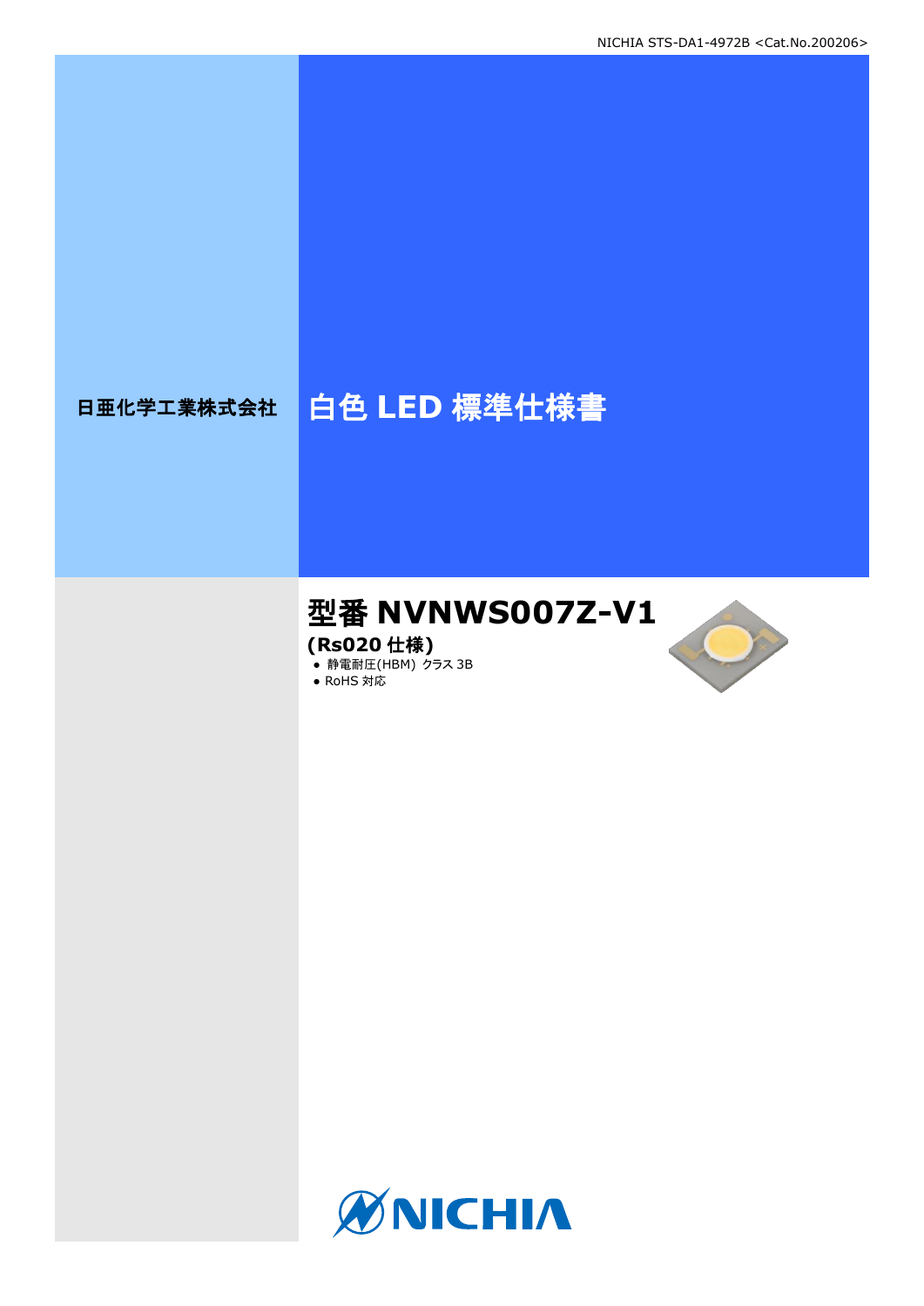NICHIA STS-DA1-4972B <Cat.No.200206>

日亜化学工業株式会社

# 白色 LED 標準仕様書

## 型番 NVNWS007Z-V1

**(Rs020 仕様)**

- 静電耐圧(HBM) クラス 3B
- RoHS 対応

NICHIA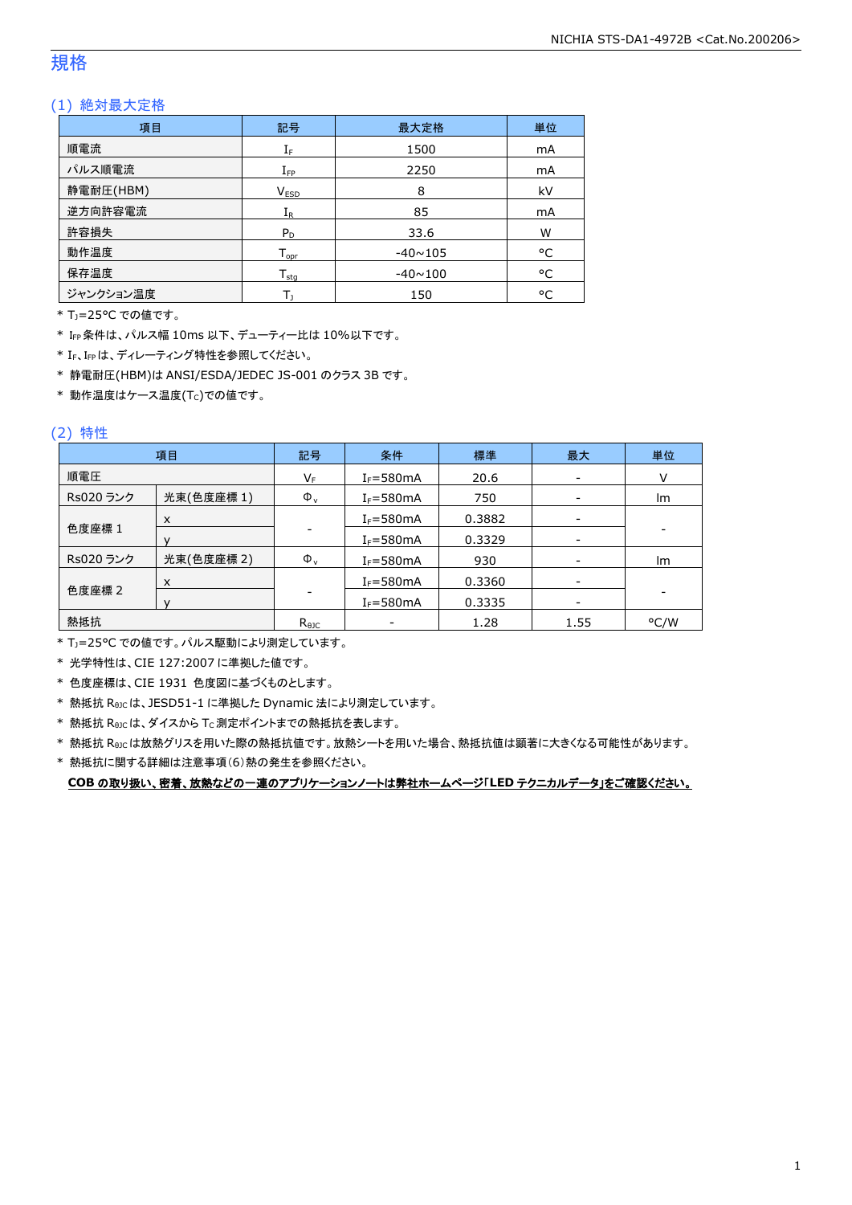# 規格

## (1) 絶対最大定格

| 項目 | 記号 | 最大定格 | 単位 |
|---|---|---|---|
| 順電流 | $I_F$ | 1500 | mA |
| パルス順電流 | $I_{FP}$ | 2250 | mA |
| 静電耐圧(HBM) | $V_{ESD}$ | 8 | kV |
| 逆方向許容電流 | $I_R$ | 85 | mA |
| 許容損失 | $P_D$ | 33.6 | W |
| 動作温度 | $T_{opr}$ | -40~105 | °C |
| 保存温度 | $T_{stg}$ | -40~100 | °C |
| ジャンクション温度 | $T_J$ | 150 | °C |

* $T_J$=25°C での値です。
* $I_{FP}$ 条件は、パルス幅 10ms 以下、デューティー比は 10%以下です。
* $I_F$、$I_{FP}$ は、ディレーティング特性を参照してください。
* 静電耐圧(HBM)は ANSI/ESDA/JEDEC JS-001 のクラス 3B です。
* 動作温度はケース温度($T_C$)での値です。

## (2) 特性

| 項目 | | 記号 | 条件 | 標準 | 最大 | 単位 |
|---|---|---|---|---|---|---|
| 順電圧 | | $V_F$ | $I_F$=580mA | 20.6 | - | V |
| Rs020 ランク | 光束(色度座標 1) | $\Phi_v$ | $I_F$=580mA | 750 | - | lm |
| 色度座標 1 | x | - | $I_F$=580mA | 0.3882 | - | - |
| | y | | $I_F$=580mA | 0.3329 | - | |
| Rs020 ランク | 光束(色度座標 2) | $\Phi_v$ | $I_F$=580mA | 930 | - | lm |
| 色度座標 2 | x | - | $I_F$=580mA | 0.3360 | - | - |
| | y | | $I_F$=580mA | 0.3335 | - | |
| 熱抵抗 | | $R_{\theta JC}$ | - | 1.28 | 1.55 | °C/W |

* $T_J$=25°C での値です。パルス駆動により測定しています。
* 光学特性は、CIE 127:2007 に準拠した値です。
* 色度座標は、CIE 1931 色度図に基づくものとします。
* 熱抵抗 $R_{\theta JC}$ は、JESD51-1 に準拠した Dynamic 法により測定しています。
* 熱抵抗 $R_{\theta JC}$ は、ダイスから $T_C$ 測定ポイントまでの熱抵抗を表します。
* 熱抵抗 $R_{\theta JC}$ は放熱グリスを用いた際の熱抵抗値です。放熱シートを用いた場合、熱抵抗値は顕著に大きくなる可能性があります。
* 熱抵抗に関する詳細は注意事項(6)熱の発生を参照ください。

**COB の取り扱い、密着、放熱などの一連のアプリケーションノートは弊社ホームページ「LED テクニカルデータ」をご確認ください。**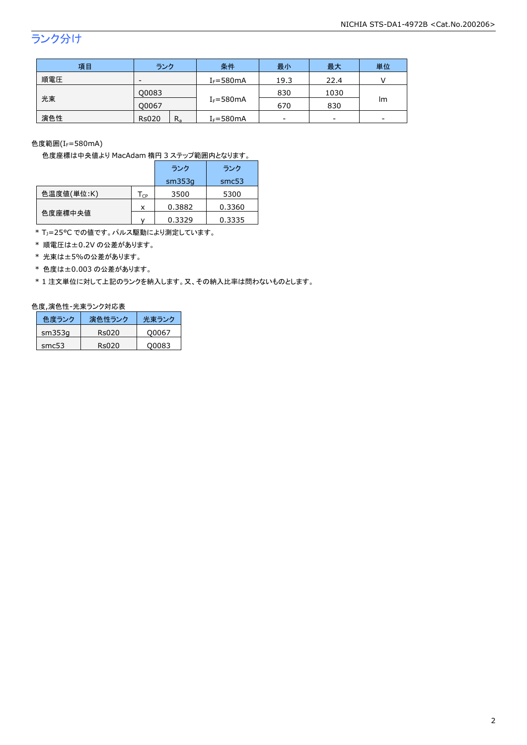## ランク分け

| 項目 | ランク | | 条件 | 最小 | 最大 | 単位 |
|---|---|---|---|---|---|---|
| 順電圧 | - | | $I_F$=580mA | 19.3 | 22.4 | V |
| 光束 | Q0083 | | $I_F$=580mA | 830 | 1030 | lm |
| | Q0067 | | | 670 | 830 | |
| 演色性 | Rs020 | $R_a$ | $I_F$=580mA | - | - | - |

色度範囲($I_F$=580mA)

色度座標は中央値より MacAdam 楕円 3 ステップ範囲内となります。

| | | ランク sm353g | ランク smc53 |
|---|---|---|---|
| 色温度値(単位:K) | $T_{CP}$ | 3500 | 5300 |
| 色度座標中央値 | x | 0.3882 | 0.3360 |
| | y | 0.3329 | 0.3335 |

* $T_J$=25°C での値です。パルス駆動により測定しています。
* 順電圧は±0.2V の公差があります。
* 光束は±5%の公差があります。
* 色度は±0.003 の公差があります。
* 1 注文単位に対して上記のランクを納入します。又、その納入比率は問わないものとします。

色度,演色性-光束ランク対応表

| 色度ランク | 演色性ランク | 光束ランク |
|---|---|---|
| sm353g | Rs020 | Q0067 |
| smc53 | Rs020 | Q0083 |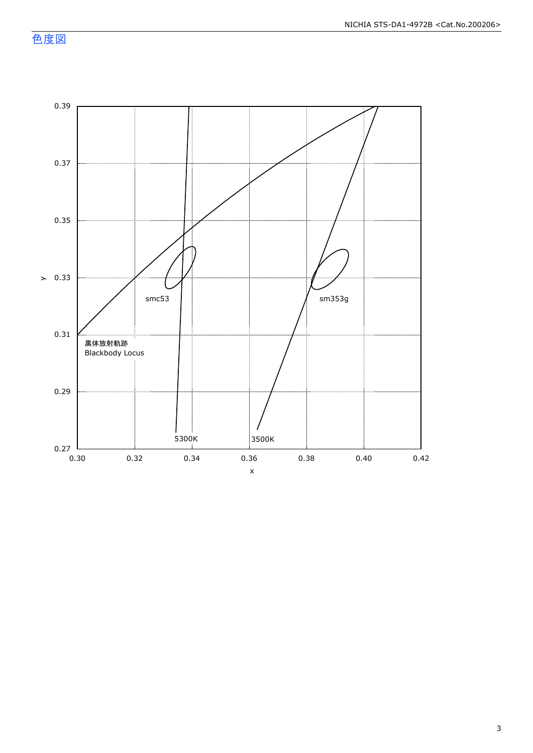## 色度図

y

0.39

0.37

0.35

0.33

0.31

0.29

0.27

0.30 0.32 0.34 0.36 0.38 0.40 0.42

x

smc53

sm353g

黒体放射軌跡
Blackbody Locus

5300K

3500K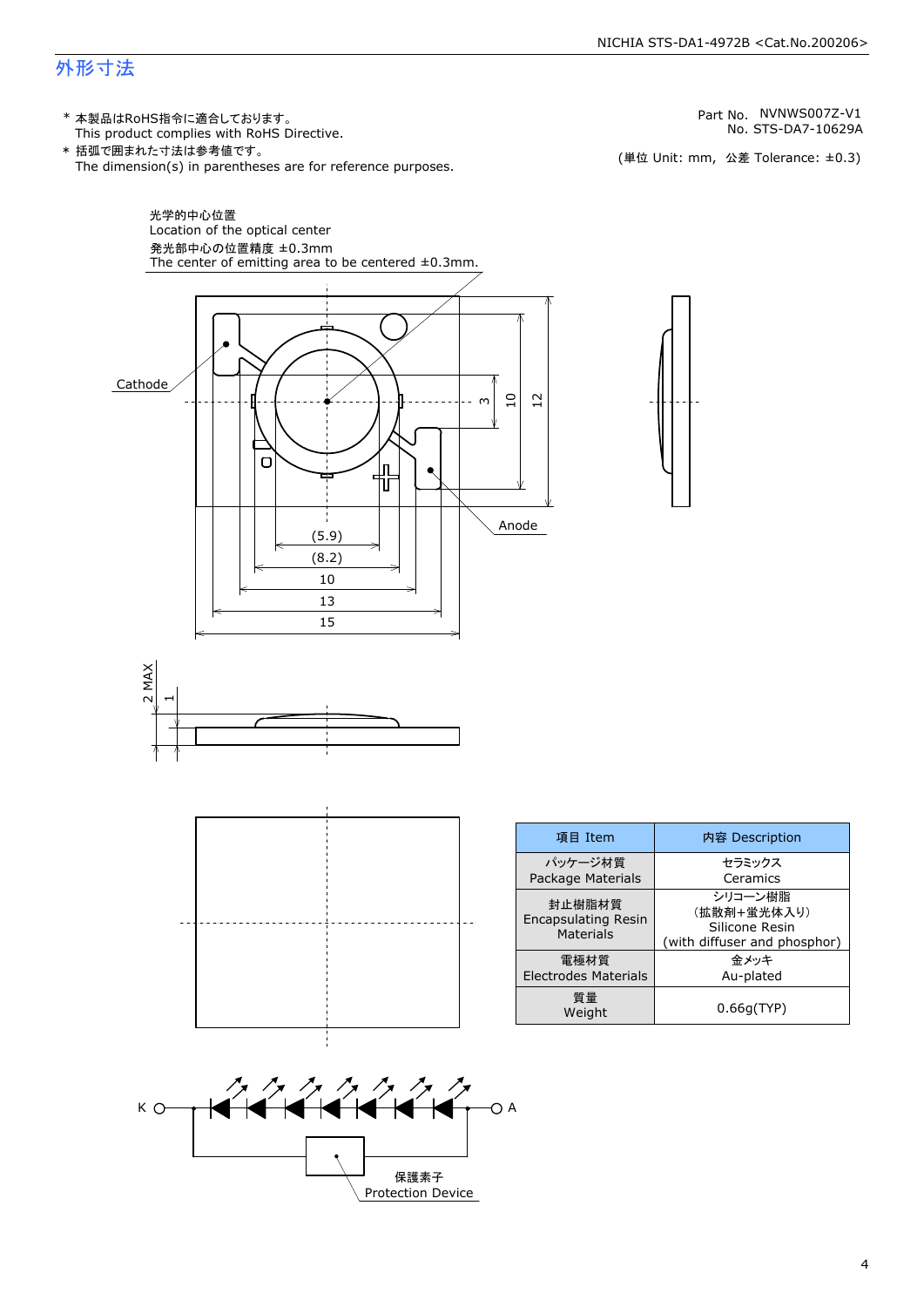# 外形寸法

\* 本製品はRoHS指令に適合しております。
This product complies with RoHS Directive.

\* 括弧で囲まれた寸法は参考値です。
The dimension(s) in parentheses are for reference purposes.

Part No. NVNWS007Z-V1
No. STS-DA7-10629A

(単位 Unit: mm, 公差 Tolerance: ±0.3)

光学的中心位置
Location of the optical center

発光部中心の位置精度 ±0.3mm
The center of emitting area to be centered ±0.3mm.

Cathode

Anode

(5.9)
(8.2)
10
13
15

3
10
12

2 MAX
1

| 項目 Item | 内容 Description |
|---|---|
| パッケージ材質<br>Package Materials | セラミックス<br>Ceramics |
| 封止樹脂材質<br>Encapsulating Resin Materials | シリコーン樹脂<br>(拡散剤+蛍光体入り)<br>Silicone Resin<br>(with diffuser and phosphor) |
| 電極材質<br>Electrodes Materials | 金メッキ<br>Au-plated |
| 質量<br>Weight | 0.66g(TYP) |

K

A

保護素子
Protection Device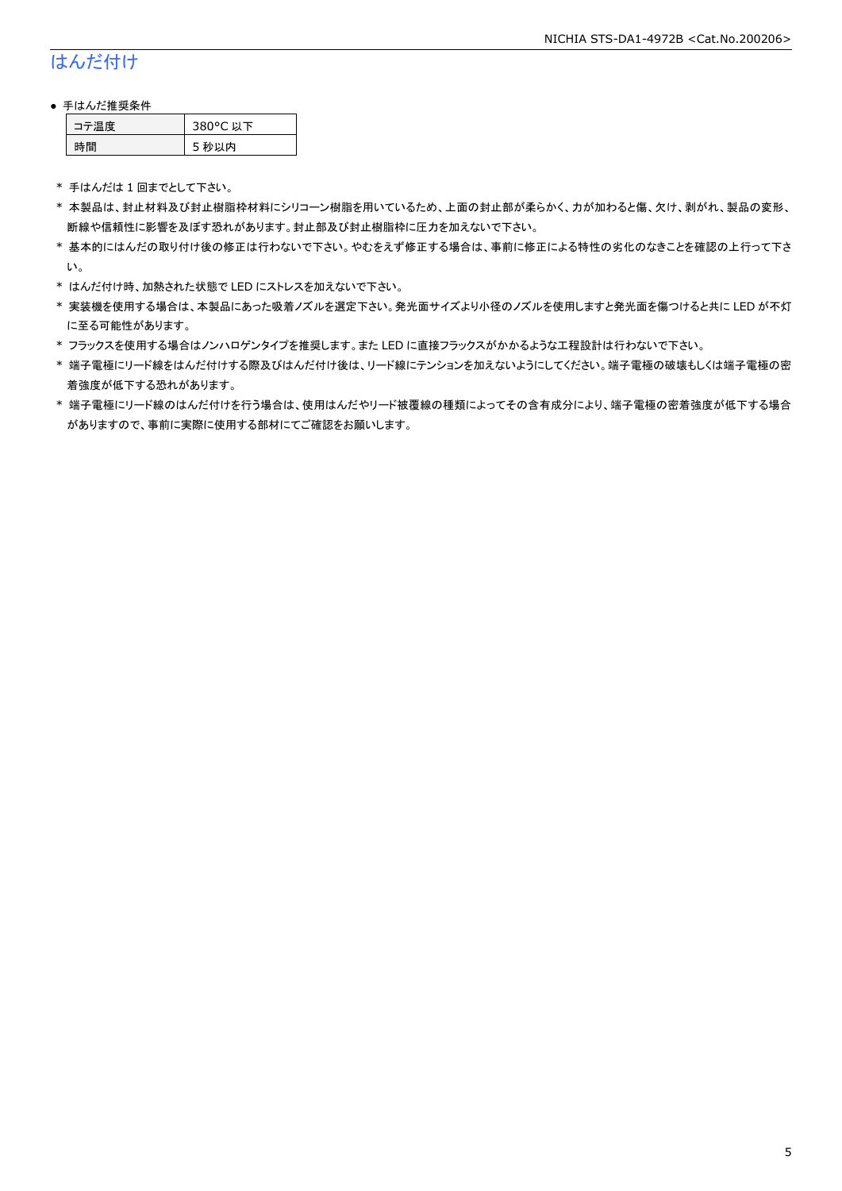## はんだ付け

● 手はんだ推奨条件

| コテ温度 | 380°C 以下 |
|---|---|
| 時間 | 5 秒以内 |

* 手はんだは 1 回までとして下さい。
* 本製品は、封止材料及び封止樹脂枠材料にシリコーン樹脂を用いているため、上面の封止部が柔らかく、力が加わると傷、欠け、剥がれ、製品の変形、断線や信頼性に影響を及ぼす恐れがあります。封止部及び封止樹脂枠に圧力を加えないで下さい。
* 基本的にはんだの取り付け後の修正は行わないで下さい。やむをえず修正する場合は、事前に修正による特性の劣化のなきことを確認の上行って下さい。
* はんだ付け時、加熱された状態で LED にストレスを加えないで下さい。
* 実装機を使用する場合は、本製品にあった吸着ノズルを選定下さい。発光面サイズより小径のノズルを使用しますと発光面を傷つけると共に LED が不灯に至る可能性があります。
* フラックスを使用する場合はノンハロゲンタイプを推奨します。また LED に直接フラックスがかかるような工程設計は行わないで下さい。
* 端子電極にリード線をはんだ付けする際及びはんだ付け後は、リード線にテンションを加えないようにしてください。端子電極の破壊もしくは端子電極の密着強度が低下する恐れがあります。
* 端子電極にリード線のはんだ付けを行う場合は、使用はんだやリード被覆線の種類によってその含有成分により、端子電極の密着強度が低下する場合がありますので、事前に実際に使用する部材にてご確認をお願いします。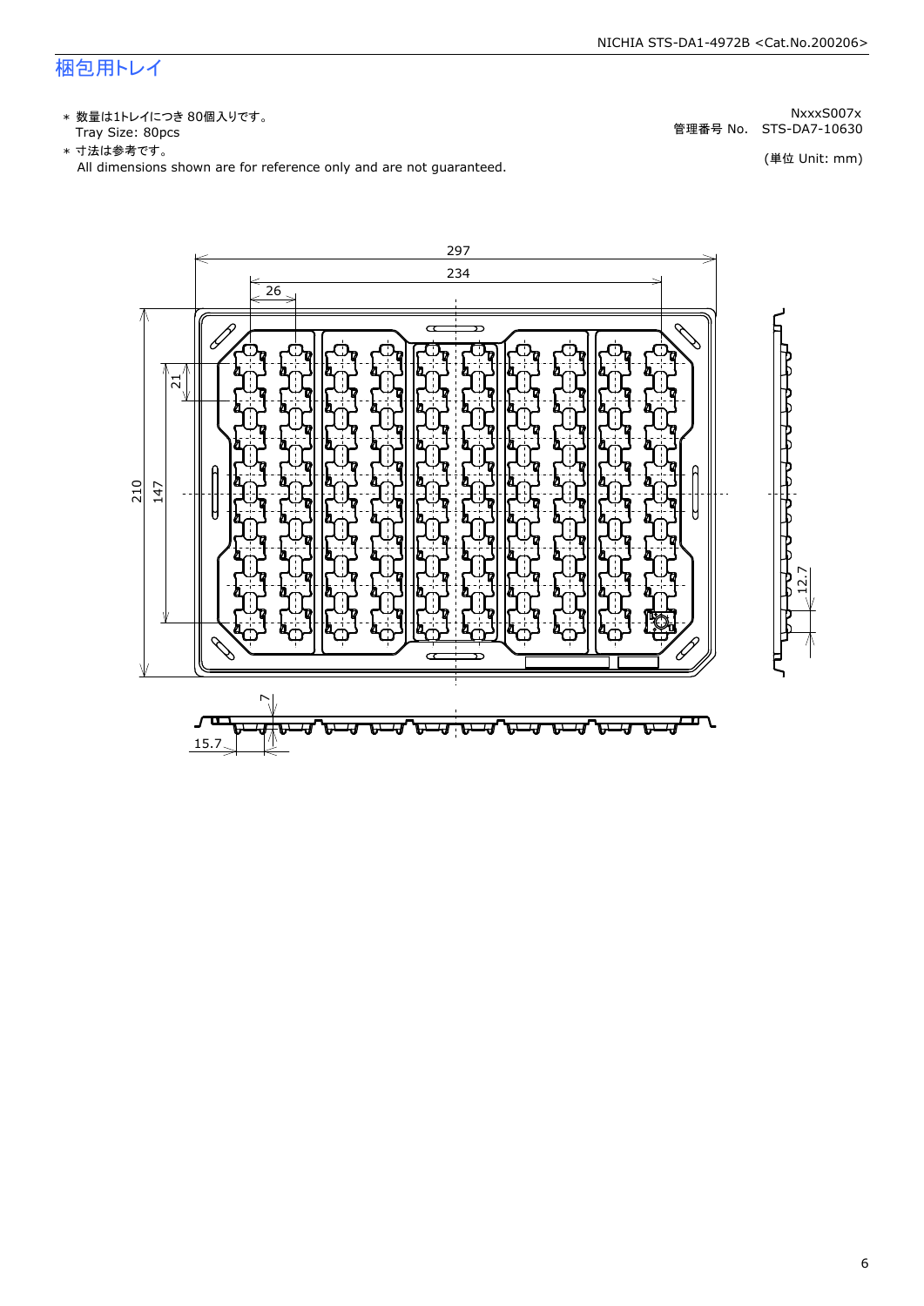# 梱包用トレイ

- ＊ 数量は1トレイにつき 80個入りです。
  Tray Size: 80pcs
- ＊ 寸法は参考です。
  All dimensions shown are for reference only and are not guaranteed.

NxxxS007x
管理番号 No.　STS-DA7-10630

(単位 Unit: mm)

297
234
26
21
210
147
12.7
7
15.7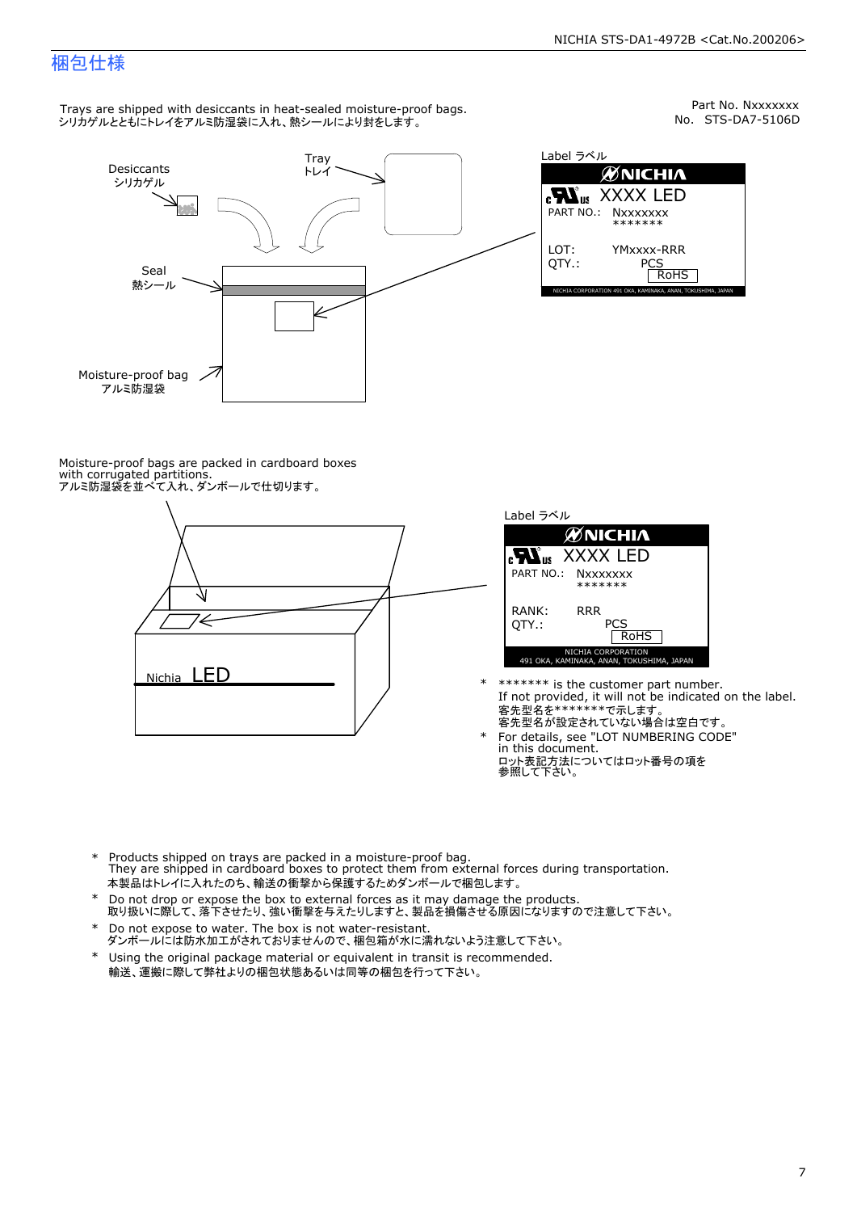## 梱包仕様

Part No. Nxxxxxxx
No. STS-DA7-5106D

Trays are shipped with desiccants in heat-sealed moisture-proof bags.
シリカゲルとともにトレイをアルミ防湿袋に入れ、熱シールにより封をします。

Desiccants
シリカゲル

Tray
トレイ

Seal
熱シール

Moisture-proof bag
アルミ防湿袋

Label ラベル

NICHIA
XXXX LED
PART NO.: Nxxxxxxx
\*\*\*\*\*\*\*
LOT: YMxxxx-RRR
QTY.: PCS
RoHS
NICHIA CORPORATION 491 OKA, KAMINAKA, ANAN, TOKUSHIMA, JAPAN

Moisture-proof bags are packed in cardboard boxes with corrugated partitions.
アルミ防湿袋を並べて入れ、ダンボールで仕切ります。

Nichia LED

Label ラベル

NICHIA
XXXX LED
PART NO.: Nxxxxxxx
\*\*\*\*\*\*\*
RANK: RRR
QTY.: PCS
RoHS
NICHIA CORPORATION
491 OKA, KAMINAKA, ANAN, TOKUSHIMA, JAPAN

- \*\*\*\*\*\*\* is the customer part number.
  If not provided, it will not be indicated on the label.
  客先型名を\*\*\*\*\*\*\*で示します。
  客先型名が設定されていない場合は空白です。
- For details, see "LOT NUMBERING CODE" in this document.
  ロット表記方法についてはロット番号の項を参照して下さい。

---

- Products shipped on trays are packed in a moisture-proof bag.
  They are shipped in cardboard boxes to protect them from external forces during transportation.
  本製品はトレイに入れたのち、輸送の衝撃から保護するためダンボールで梱包します。
- Do not drop or expose the box to external forces as it may damage the products.
  取り扱いに際して、落下させたり、強い衝撃を与えたりしますと、製品を損傷させる原因になりますので注意して下さい。
- Do not expose to water. The box is not water-resistant.
  ダンボールには防水加工がされておりませんので、梱包箱が水に濡れないよう注意して下さい。
- Using the original package material or equivalent in transit is recommended.
  輸送、運搬に際して弊社よりの梱包状態あるいは同等の梱包を行って下さい。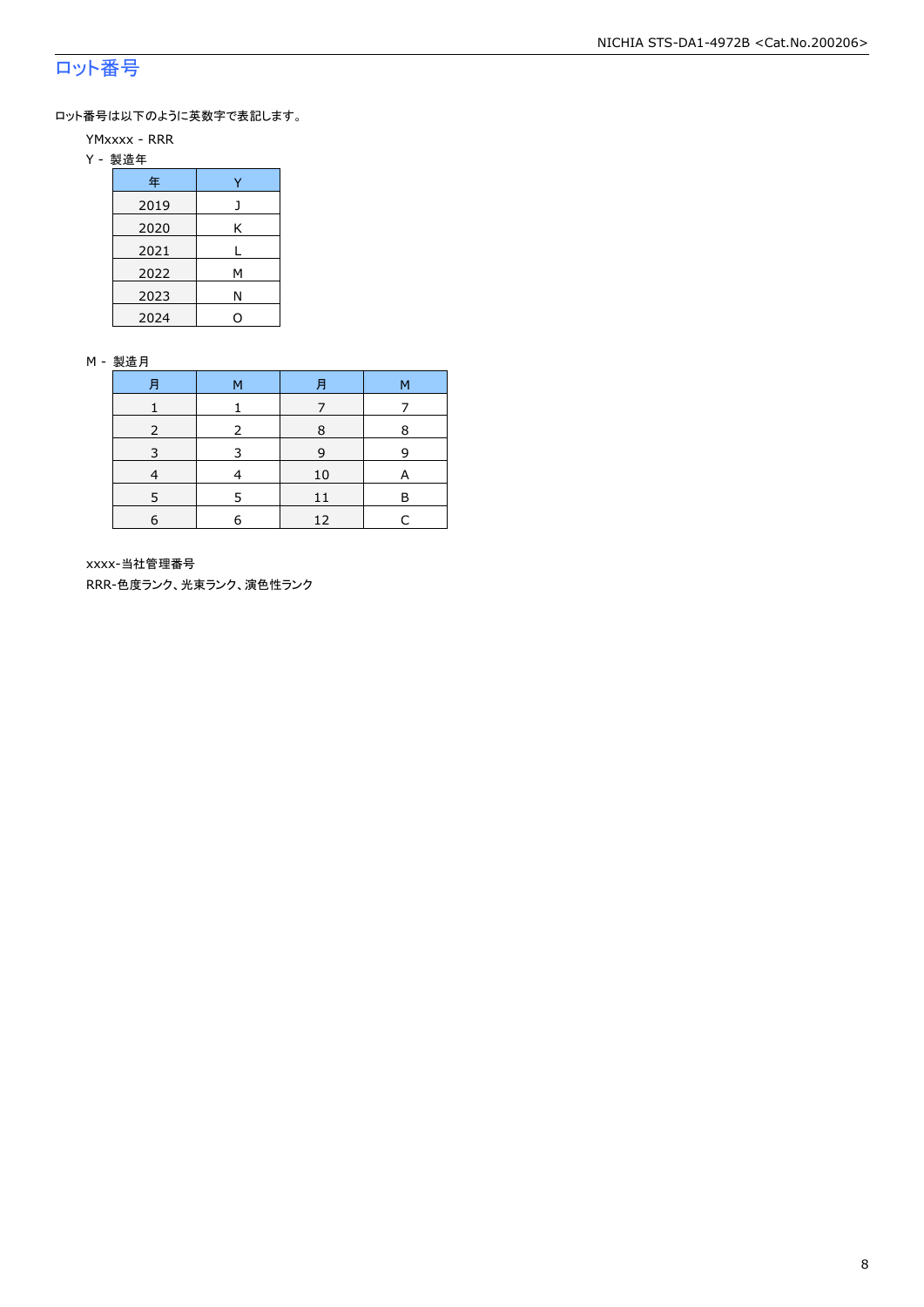# ロット番号

ロット番号は以下のように英数字で表記します。

YMxxxx - RRR

Y - 製造年

| 年 | Y |
|---|---|
| 2019 | J |
| 2020 | K |
| 2021 | L |
| 2022 | M |
| 2023 | N |
| 2024 | O |

M - 製造月

| 月 | M | 月 | M |
|---|---|---|---|
| 1 | 1 | 7 | 7 |
| 2 | 2 | 8 | 8 |
| 3 | 3 | 9 | 9 |
| 4 | 4 | 10 | A |
| 5 | 5 | 11 | B |
| 6 | 6 | 12 | C |

xxxx-当社管理番号

RRR-色度ランク、光束ランク、演色性ランク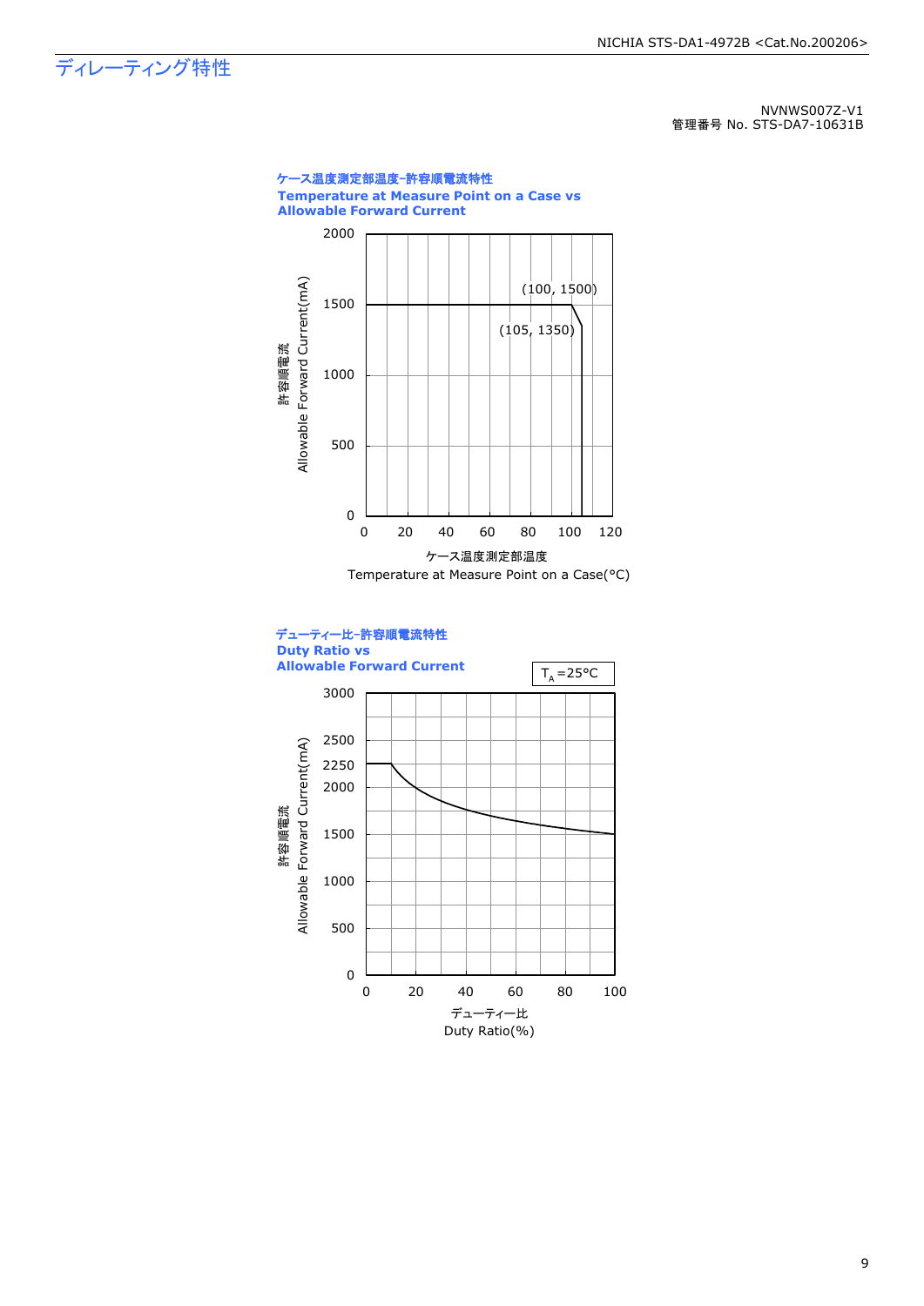# ディレーティング特性

NVNWS007Z-V1
管理番号 No. STS-DA7-10631B

**ケース温度測定部温度-許容順電流特性**
**Temperature at Measure Point on a Case vs Allowable Forward Current**

許容順電流 Allowable Forward Current(mA)

(100, 1500)
(105, 1350)

ケース温度測定部温度
Temperature at Measure Point on a Case(°C)

**デューティー比-許容順電流特性**
**Duty Ratio vs Allowable Forward Current**

$T_A$=25°C

許容順電流 Allowable Forward Current(mA)

デューティー比
Duty Ratio(%)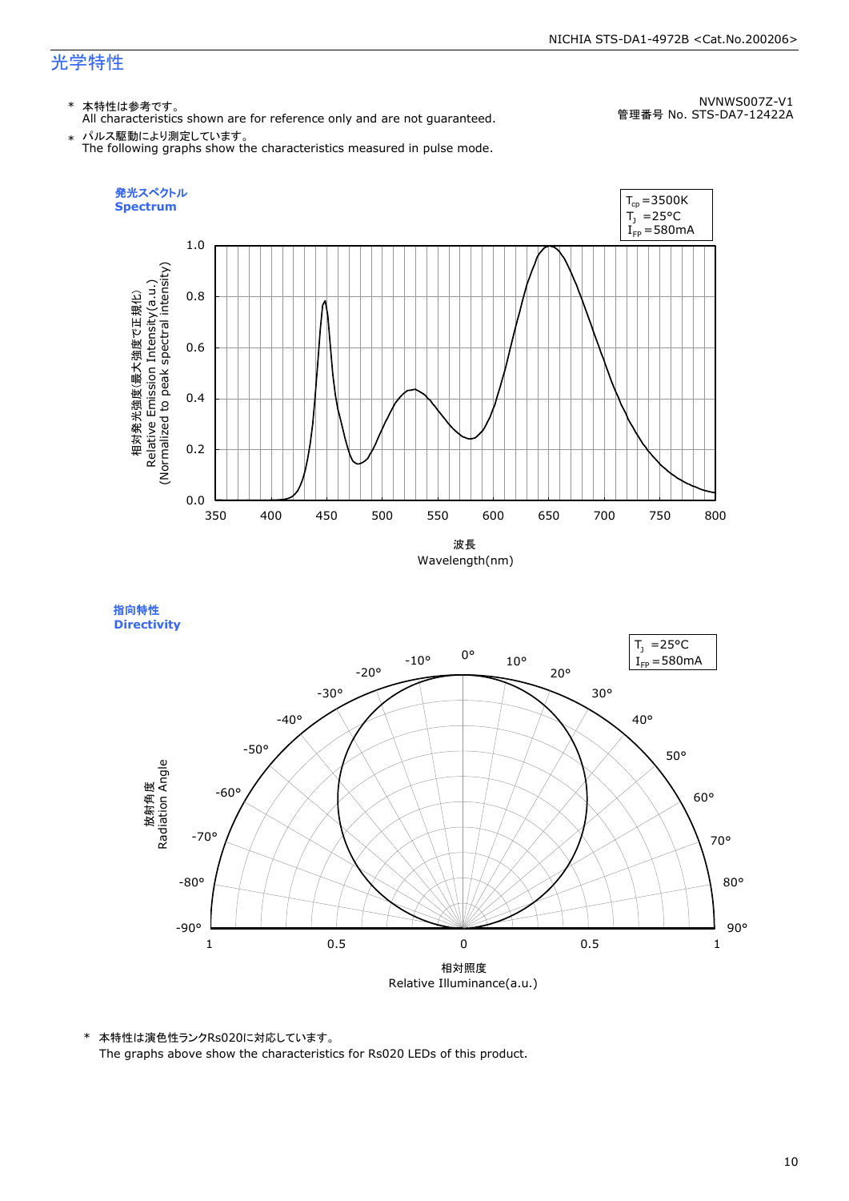# 光学特性

NVNWS007Z-V1
管理番号 No. STS-DA7-12422A

* 本特性は参考です。
  All characteristics shown are for reference only and are not guaranteed.
* パルス駆動により測定しています。
  The following graphs show the characteristics measured in pulse mode.

**発光スペクトル**
**Spectrum**

$T_{cp}$=3500K
$T_J$ =25°C
$I_{FP}$=580mA

相対発光強度(最大強度で正規化)
Relative Emission Intensity(a.u.)
(Normalized to peak spectral intensity)

波長
Wavelength(nm)

**指向特性**
**Directivity**

$T_J$ =25°C
$I_{FP}$=580mA

放射角度
Radiation Angle

相対照度
Relative Illuminance(a.u.)

* 本特性は演色性ランクRs020に対応しています。
  The graphs above show the characteristics for Rs020 LEDs of this product.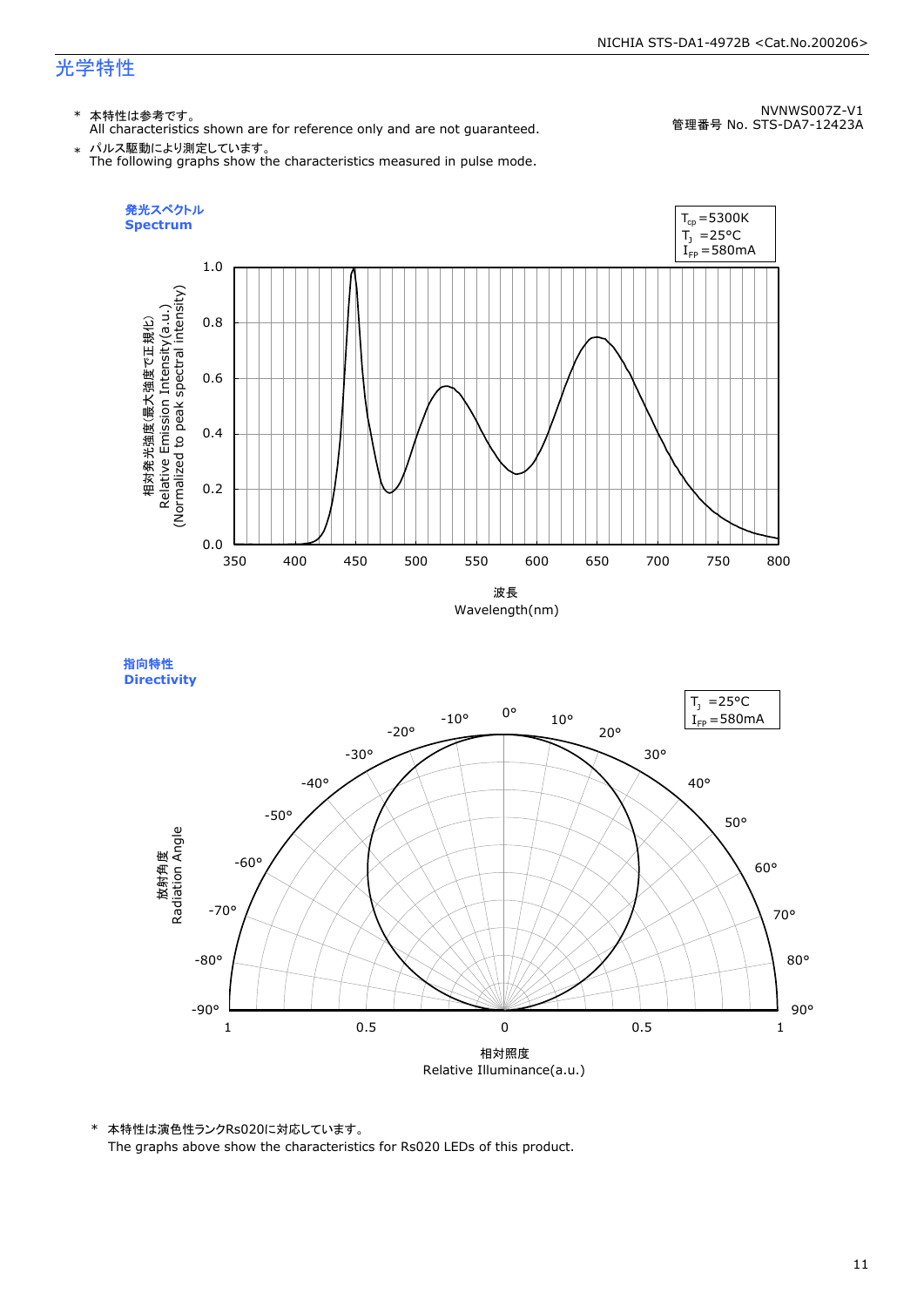# 光学特性

NVNWS007Z-V1
管理番号 No. STS-DA7-12423A

\* 本特性は参考です。
All characteristics shown are for reference only and are not guaranteed.

\* パルス駆動により測定しています。
The following graphs show the characteristics measured in pulse mode.

**発光スペクトル**
**Spectrum**

$T_{cp}$=5300K
$T_J$ =25°C
$I_{FP}$=580mA

相対発光強度(最大強度で正規化)
Relative Emission Intensity(a.u.)
(Normalized to peak spectral intensity)

波長
Wavelength(nm)

**指向特性**
**Directivity**

$T_J$ =25°C
$I_{FP}$=580mA

放射角度
Radiation Angle

相対照度
Relative Illuminance(a.u.)

\* 本特性は演色性ランクRs020に対応しています。
The graphs above show the characteristics for Rs020 LEDs of this product.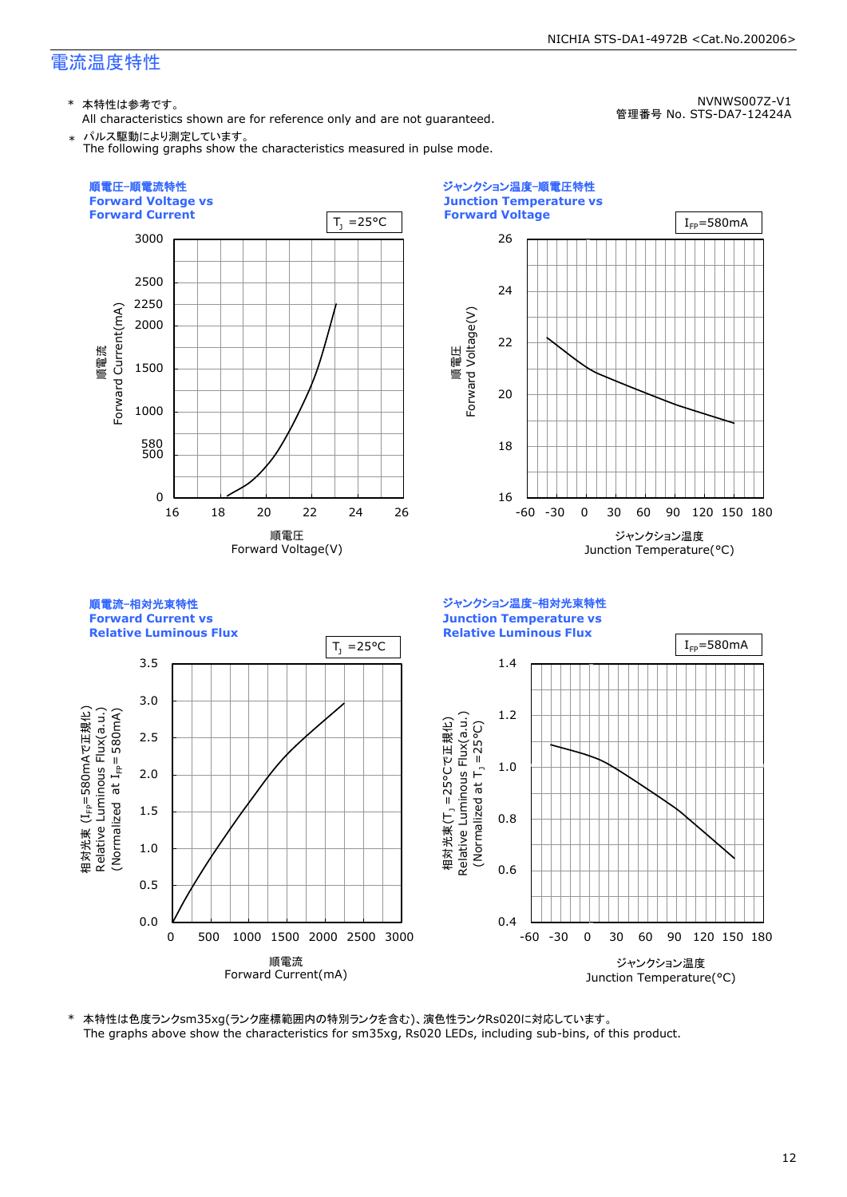## 電流温度特性

NVNWS007Z-V1
管理番号 No. STS-DA7-12424A

\* 本特性は参考です。
All characteristics shown are for reference only and are not guaranteed.

\* パルス駆動により測定しています。
The following graphs show the characteristics measured in pulse mode.

### 順電圧−順電流特性 Forward Voltage vs Forward Current

$T_J$ =25°C

順電流 Forward Current(mA): 0, 500, 580, 1000, 1500, 2000, 2250, 2500, 3000

順電圧 Forward Voltage(V): 16, 18, 20, 22, 24, 26

### ジャンクション温度−順電圧特性 Junction Temperature vs Forward Voltage

$I_{FP}$=580mA

順電圧 Forward Voltage(V): 16, 18, 20, 22, 24, 26

ジャンクション温度 Junction Temperature(°C): -60, -30, 0, 30, 60, 90, 120, 150, 180

### 順電流−相対光束特性 Forward Current vs Relative Luminous Flux

$T_J$ =25°C

相対光束 ($I_{FP}$=580mAで正規化) Relative Luminous Flux(a.u.) (Normalized at $I_{FP}$= 580mA): 0.0, 0.5, 1.0, 1.5, 2.0, 2.5, 3.0, 3.5

順電流 Forward Current(mA): 0, 500, 1000, 1500, 2000, 2500, 3000

### ジャンクション温度−相対光束特性 Junction Temperature vs Relative Luminous Flux

$I_{FP}$=580mA

相対光束($T_J$ =25°Cで正規化) Relative Luminous Flux(a.u.) (Normalized at $T_J$ =25°C): 0.4, 0.6, 0.8, 1.0, 1.2, 1.4

ジャンクション温度 Junction Temperature(°C): -60, -30, 0, 30, 60, 90, 120, 150, 180

\* 本特性は色度ランクsm35xg(ランク座標範囲内の特別ランクを含む)、演色性ランクRs020に対応しています。
The graphs above show the characteristics for sm35xg, Rs020 LEDs, including sub-bins, of this product.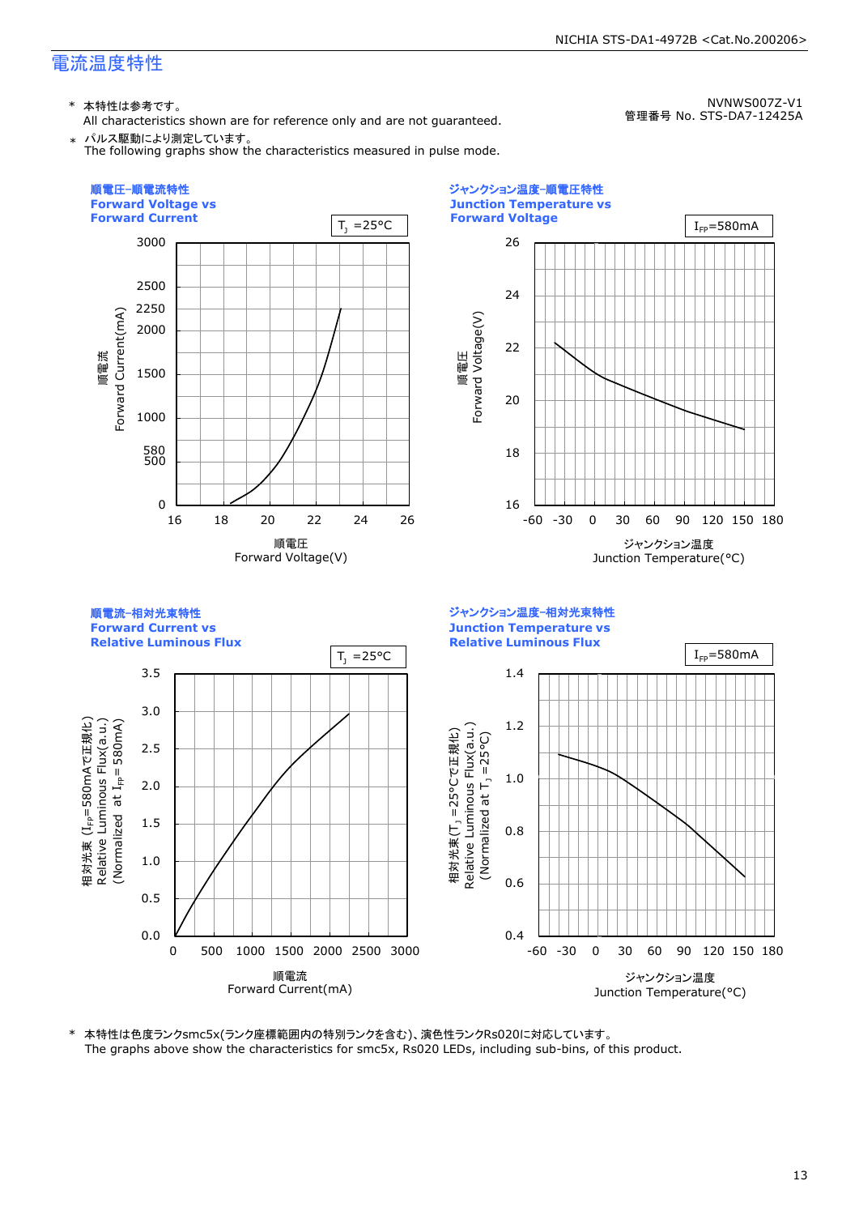## 電流温度特性

NVNWS007Z-V1
管理番号 No. STS-DA7-12425A

- \* 本特性は参考です。
  All characteristics shown are for reference only and are not guaranteed.
- \* パルス駆動により測定しています。
  The following graphs show the characteristics measured in pulse mode.

### 順電圧-順電流特性 Forward Voltage vs Forward Current

$T_J$ =25°C

順電流 Forward Current(mA): 0, 500, 580, 1000, 1500, 2000, 2250, 2500, 3000

順電圧 Forward Voltage(V): 16, 18, 20, 22, 24, 26

### ジャンクション温度-順電圧特性 Junction Temperature vs Forward Voltage

$I_{FP}$=580mA

順電圧 Forward Voltage(V): 16, 18, 20, 22, 24, 26

ジャンクション温度 Junction Temperature(°C): -60, -30, 0, 30, 60, 90, 120, 150, 180

### 順電流-相対光束特性 Forward Current vs Relative Luminous Flux

$T_J$ =25°C

相対光束 ($I_{FP}$=580mAで正規化) Relative Luminous Flux(a.u.) (Normalized at $I_{FP}$= 580mA): 0.0, 0.5, 1.0, 1.5, 2.0, 2.5, 3.0, 3.5

順電流 Forward Current(mA): 0, 500, 1000, 1500, 2000, 2500, 3000

### ジャンクション温度-相対光束特性 Junction Temperature vs Relative Luminous Flux

$I_{FP}$=580mA

相対光束($T_J$ =25°Cで正規化) Relative Luminous Flux(a.u.) (Normalized at $T_J$ =25°C): 0.4, 0.6, 0.8, 1.0, 1.2, 1.4

ジャンクション温度 Junction Temperature(°C): -60, -30, 0, 30, 60, 90, 120, 150, 180

\* 本特性は色度ランクsmc5x(ランク座標範囲内の特別ランクを含む)、演色性ランクRs020に対応しています。
The graphs above show the characteristics for smc5x, Rs020 LEDs, including sub-bins, of this product.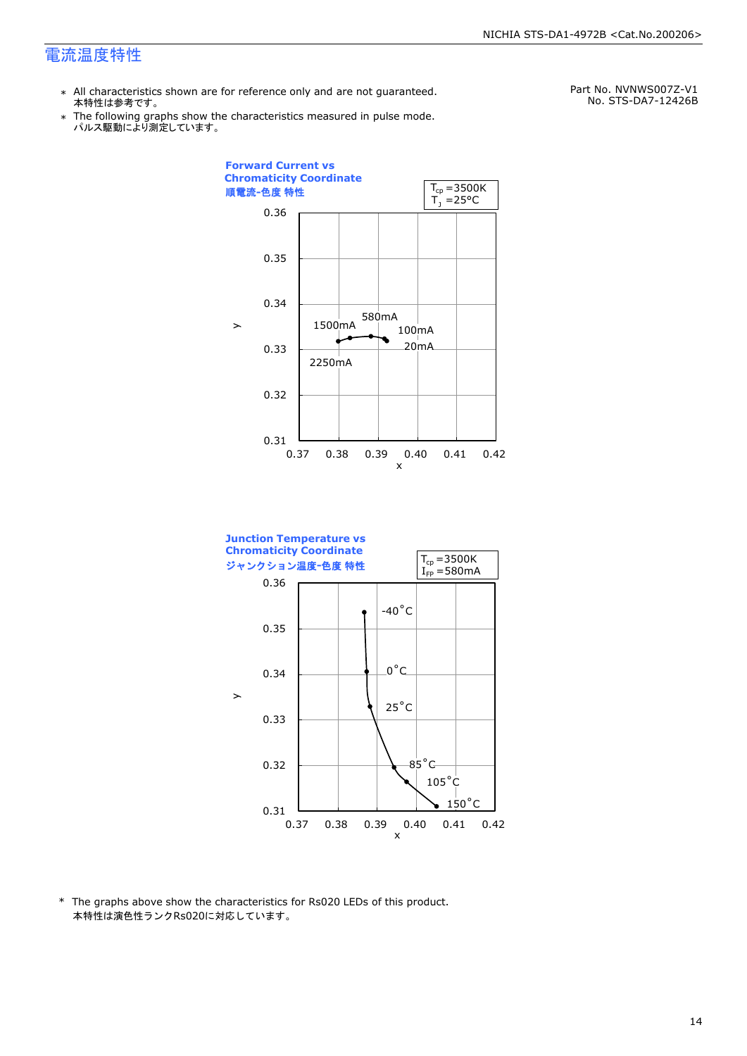# 電流温度特性

Part No. NVNWS007Z-V1
No. STS-DA7-12426B

* All characteristics shown are for reference only and are not guaranteed.
  本特性は参考です。
* The following graphs show the characteristics measured in pulse mode.
  パルス駆動により測定しています。

**Forward Current vs Chromaticity Coordinate**
**順電流-色度 特性**

$T_{cp}$ =3500K
$T_J$ =25°C

(Graph: y vs x; x axis 0.37–0.42, y axis 0.31–0.36; points labeled 2250mA, 1500mA, 580mA, 100mA, 20mA)

**Junction Temperature vs Chromaticity Coordinate**
**ジャンクション温度-色度 特性**

$T_{cp}$ =3500K
$I_{FP}$ =580mA

(Graph: y vs x; x axis 0.37–0.42, y axis 0.31–0.36; points labeled -40°C, 0°C, 25°C, 85°C, 105°C, 150°C)

* The graphs above show the characteristics for Rs020 LEDs of this product.
  本特性は演色性ランクRs020に対応しています。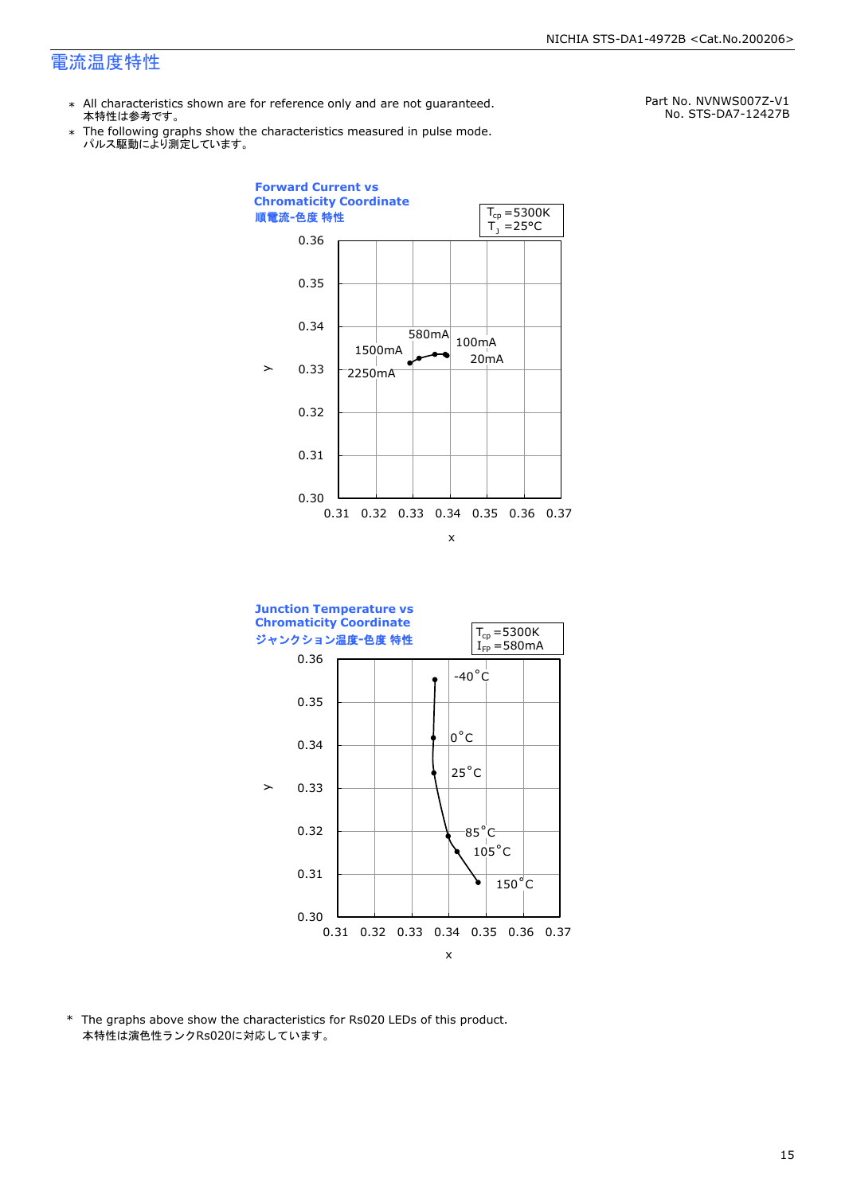# 電流温度特性

- ∗ All characteristics shown are for reference only and are not guaranteed.
  本特性は参考です。
- ∗ The following graphs show the characteristics measured in pulse mode.
  パルス駆動により測定しています。

Part No. NVNWS007Z-V1
No. STS-DA7-12427B

**Forward Current vs Chromaticity Coordinate**
**順電流-色度 特性**

$T_{cp}$ =5300K
$T_J$ =25°C

y axis: 0.30 – 0.36; x axis: 0.31 – 0.37

Labels: 2250mA, 1500mA, 580mA, 100mA, 20mA

**Junction Temperature vs Chromaticity Coordinate**
**ジャンクション温度-色度 特性**

$T_{cp}$ =5300K
$I_{FP}$ =580mA

y axis: 0.30 – 0.36; x axis: 0.31 – 0.37

Labels: -40°C, 0°C, 25°C, 85°C, 105°C, 150°C

\* The graphs above show the characteristics for Rs020 LEDs of this product.
本特性は演色性ランクRs020に対応しています。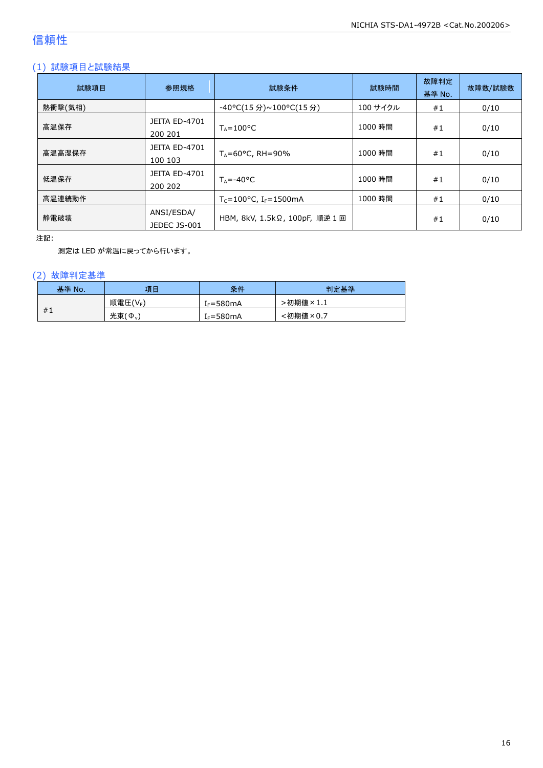## 信頼性

### (1) 試験項目と試験結果

| 試験項目 | 参照規格 | 試験条件 | 試験時間 | 故障判定基準 No. | 故障数/試験数 |
|---|---|---|---|---|---|
| 熱衝撃(気相) | | -40°C(15 分)~100°C(15 分) | 100 サイクル | #1 | 0/10 |
| 高温保存 | JEITA ED-4701 200 201 | $T_A$=100°C | 1000 時間 | #1 | 0/10 |
| 高温高湿保存 | JEITA ED-4701 100 103 | $T_A$=60°C, RH=90% | 1000 時間 | #1 | 0/10 |
| 低温保存 | JEITA ED-4701 200 202 | $T_A$=-40°C | 1000 時間 | #1 | 0/10 |
| 高温連続動作 | | $T_C$=100°C, $I_F$=1500mA | 1000 時間 | #1 | 0/10 |
| 静電破壊 | ANSI/ESDA/ JEDEC JS-001 | HBM, 8kV, 1.5kΩ, 100pF, 順逆 1 回 | | #1 | 0/10 |

注記:

測定は LED が常温に戻ってから行います。

### (2) 故障判定基準

| 基準 No. | 項目 | 条件 | 判定基準 |
|---|---|---|---|
| #1 | 順電圧($V_F$) | $I_F$=580mA | >初期値×1.1 |
| | 光束($\Phi_v$) | $I_F$=580mA | <初期値×0.7 |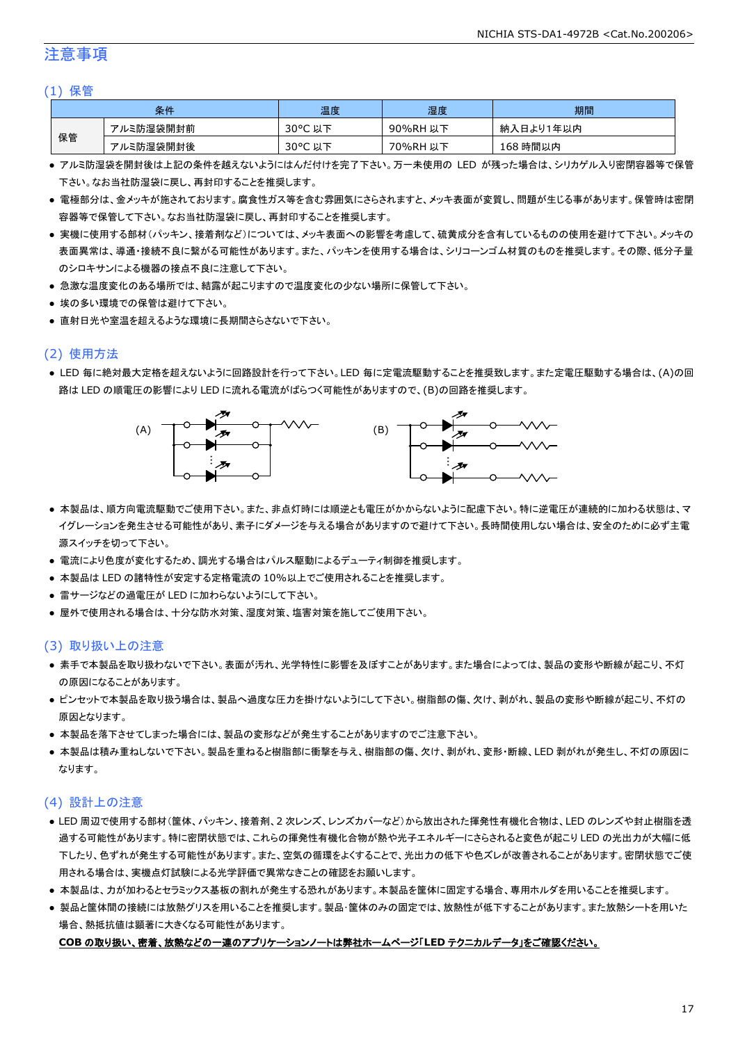## 注意事項

### (1) 保管

| 条件 | | 温度 | 湿度 | 期間 |
|---|---|---|---|---|
| 保管 | アルミ防湿袋開封前 | 30°C 以下 | 90%RH 以下 | 納入日より1年以内 |
| | アルミ防湿袋開封後 | 30°C 以下 | 70%RH 以下 | 168 時間以内 |

- アルミ防湿袋を開封後は上記の条件を越えないようにはんだ付けを完了下さい。万一未使用の LED が残った場合は、シリカゲル入り密閉容器等で保管下さい。なお当社防湿袋に戻し、再封印することを推奨します。
- 電極部分は、金メッキが施されております。腐食性ガス等を含む雰囲気にさらされますと、メッキ表面が変質し、問題が生じる事があります。保管時は密閉容器等で保管して下さい。なお当社防湿袋に戻し、再封印することを推奨します。
- 実機に使用する部材(パッキン、接着剤など)については、メッキ表面への影響を考慮して、硫黄成分を含有しているものの使用を避けて下さい。メッキの表面異常は、導通・接続不良に繋がる可能性があります。また、パッキンを使用する場合は、シリコーンゴム材質のものを推奨します。その際、低分子量のシロキサンによる機器の接点不良に注意して下さい。
- 急激な温度変化のある場所では、結露が起こりますので温度変化の少ない場所に保管して下さい。
- 埃の多い環境での保管は避けて下さい。
- 直射日光や室温を超えるような環境に長期間さらさないで下さい。

### (2) 使用方法

- LED 毎に絶対最大定格を超えないように回路設計を行って下さい。LED 毎に定電流駆動することを推奨致します。また定電圧駆動する場合は、(A)の回路は LED の順電圧の影響により LED に流れる電流がばらつく可能性がありますので、(B)の回路を推奨します。

(A)　(B)

- 本製品は、順方向電流駆動でご使用下さい。また、非点灯時には順逆とも電圧がかからないように配慮下さい。特に逆電圧が連続的に加わる状態は、マイグレーションを発生させる可能性があり、素子にダメージを与える場合がありますので避けて下さい。長時間使用しない場合は、安全のために必ず主電源スイッチを切って下さい。
- 電流により色度が変化するため、調光する場合はパルス駆動によるデューティ制御を推奨します。
- 本製品は LED の諸特性が安定する定格電流の 10%以上でご使用されることを推奨します。
- 雷サージなどの過電圧が LED に加わらないようにして下さい。
- 屋外で使用される場合は、十分な防水対策、湿度対策、塩害対策を施してご使用下さい。

### (3) 取り扱い上の注意

- 素手で本製品を取り扱わないで下さい。表面が汚れ、光学特性に影響を及ぼすことがあります。また場合によっては、製品の変形や断線が起こり、不灯の原因になることがあります。
- ピンセットで本製品を取り扱う場合は、製品へ過度な圧力を掛けないようにして下さい。樹脂部の傷、欠け、剥がれ、製品の変形や断線が起こり、不灯の原因となります。
- 本製品を落下させてしまった場合には、製品の変形などが発生することがありますのでご注意下さい。
- 本製品は積み重ねしないで下さい。製品を重ねると樹脂部に衝撃を与え、樹脂部の傷、欠け、剥がれ、変形・断線、LED 剥がれが発生し、不灯の原因になります。

### (4) 設計上の注意

- LED 周辺で使用する部材(筐体、パッキン、接着剤、2 次レンズ、レンズカバーなど)から放出された揮発性有機化合物は、LED のレンズや封止樹脂を透過する可能性があります。特に密閉状態では、これらの揮発性有機化合物が熱や光子エネルギーにさらされると変色が起こり LED の光出力が大幅に低下したり、色ずれが発生する可能性があります。また、空気の循環をよくすることで、光出力の低下や色ズレが改善されることがあります。密閉状態でご使用される場合は、実機点灯試験による光学評価で異常なきことの確認をお願いします。
- 本製品は、力が加わるとセラミックス基板の割れが発生する恐れがあります。本製品を筐体に固定する場合、専用ホルダを用いることを推奨します。
- 製品と筐体間の接続には放熱グリスを用いることを推奨します。製品・筐体のみの固定では、放熱性が低下することがあります。また放熱シートを用いた場合、熱抵抗値は顕著に大きくなる可能性があります。

**COB の取り扱い、密着、放熱などの一連のアプリケーションノートは弊社ホームページ「LED テクニカルデータ」をご確認ください。**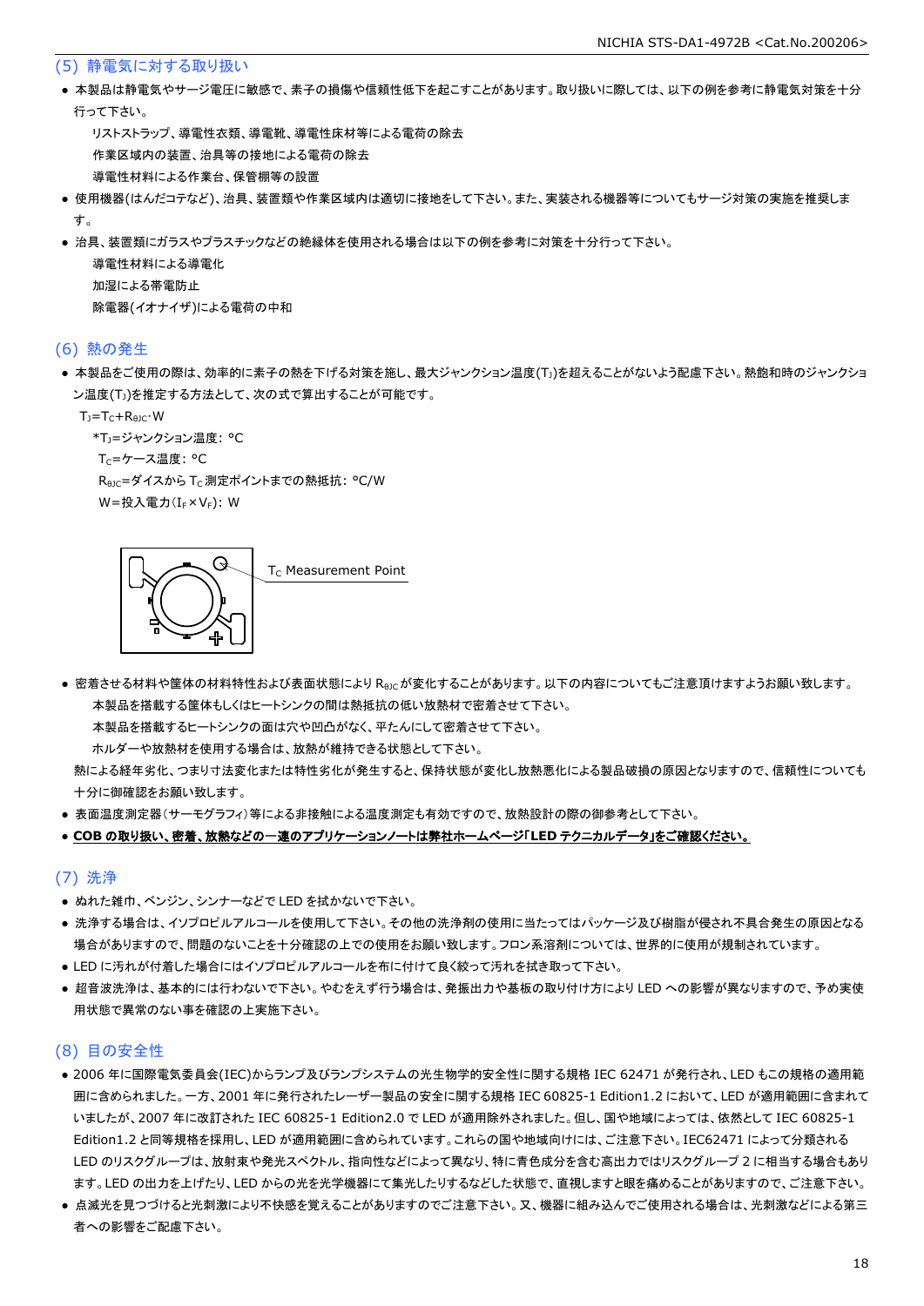## (5) 静電気に対する取り扱い

- 本製品は静電気やサージ電圧に敏感で、素子の損傷や信頼性低下を起こすことがあります。取り扱いに際しては、以下の例を参考に静電気対策を十分行って下さい。
  - リストストラップ、導電性衣類、導電靴、導電性床材等による電荷の除去
  - 作業区域内の装置、治具等の接地による電荷の除去
  - 導電性材料による作業台、保管棚等の設置
- 使用機器(はんだコテなど)、治具、装置類や作業区域内は適切に接地をして下さい。また、実装される機器等についてもサージ対策の実施を推奨します。
- 治具、装置類にガラスやプラスチックなどの絶縁体を使用される場合は以下の例を参考に対策を十分行って下さい。
  - 導電性材料による導電化
  - 加湿による帯電防止
  - 除電器(イオナイザ)による電荷の中和

## (6) 熱の発生

- 本製品をご使用の際は、効率的に素子の熱を下げる対策を施し、最大ジャンクション温度($T_J$)を超えることがないよう配慮下さい。熱飽和時のジャンクション温度($T_J$)を推定する方法として、次の式で算出することが可能です。

$T_J = T_C + R_{\theta JC} \cdot W$

*$T_J$=ジャンクション温度: °C
$T_C$=ケース温度: °C
$R_{\theta JC}$=ダイスから $T_C$ 測定ポイントまでの熱抵抗: °C/W
W=投入電力($I_F \times V_F$): W

$T_C$ Measurement Point

- 密着させる材料や筐体の材料特性および表面状態により $R_{\theta JC}$ が変化することがあります。以下の内容についてもご注意頂けますようお願い致します。
  - 本製品を搭載する筐体もしくはヒートシンクの間は熱抵抗の低い放熱材で密着させて下さい。
  - 本製品を搭載するヒートシンクの面は穴や凹凸がなく、平たんにして密着させて下さい。
  - ホルダーや放熱材を使用する場合は、放熱が維持できる状態として下さい。

  熱による経年劣化、つまり寸法変化または特性劣化が発生すると、保持状態が変化し放熱悪化による製品破損の原因となりますので、信頼性についても十分に御確認をお願い致します。
- 表面温度測定器(サーモグラフィ)等による非接触による温度測定も有効ですので、放熱設計の際の御参考として下さい。
- **COB の取り扱い、密着、放熱などの一連のアプリケーションノートは弊社ホームページ「LED テクニカルデータ」をご確認ください。**

## (7) 洗浄

- ぬれた雑巾、ベンジン、シンナーなどで LED を拭かないで下さい。
- 洗浄する場合は、イソプロピルアルコールを使用して下さい。その他の洗浄剤の使用に当たってはパッケージ及び樹脂が侵され不具合発生の原因となる場合がありますので、問題のないことを十分確認の上での使用をお願い致します。フロン系溶剤については、世界的に使用が規制されています。
- LED に汚れが付着した場合にはイソプロピルアルコールを布に付けて良く絞って汚れを拭き取って下さい。
- 超音波洗浄は、基本的には行わないで下さい。やむをえず行う場合は、発振出力や基板の取り付け方により LED への影響が異なりますので、予め実使用状態で異常のない事を確認の上実施下さい。

## (8) 目の安全性

- 2006 年に国際電気委員会(IEC)からランプ及びランプシステムの光生物学的安全性に関する規格 IEC 62471 が発行され、LED もこの規格の適用範囲に含められました。一方、2001 年に発行されたレーザー製品の安全に関する規格 IEC 60825-1 Edition1.2 において、LED が適用範囲に含まれていましたが、2007 年に改訂された IEC 60825-1 Edition2.0 で LED が適用除外されました。但し、国や地域によっては、依然として IEC 60825-1 Edition1.2 と同等規格を採用し、LED が適用範囲に含められています。これらの国や地域向けには、ご注意下さい。IEC62471 によって分類される LED のリスクグループは、放射束や発光スペクトル、指向性などによって異なり、特に青色成分を含む高出力ではリスクグループ 2 に相当する場合もあります。LED の出力を上げたり、LED からの光を光学機器にて集光したりするなどした状態で、直視しますと眼を痛めることがありますので、ご注意下さい。
- 点滅光を見つづけると光刺激により不快感を覚えることがありますのでご注意下さい。又、機器に組み込んでご使用される場合は、光刺激などによる第三者への影響をご配慮下さい。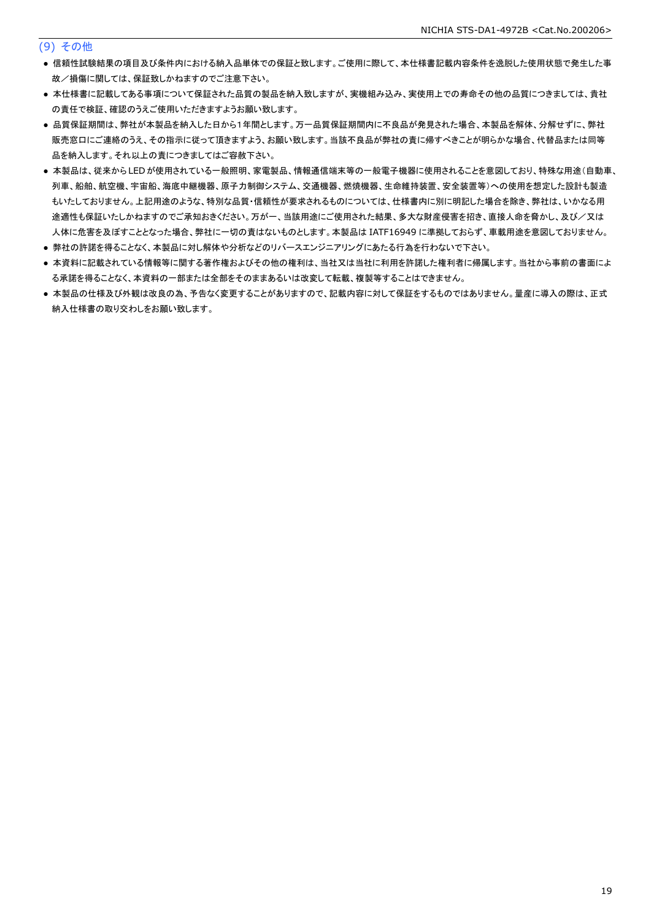## (9) その他

- 信頼性試験結果の項目及び条件内における納入品単体での保証と致します。ご使用に際して、本仕様書記載内容条件を逸脱した使用状態で発生した事故／損傷に関しては、保証致しかねますのでご注意下さい。
- 本仕様書に記載してある事項について保証された品質の製品を納入致しますが、実機組み込み、実使用上での寿命その他の品質につきましては、貴社の責任で検証、確認のうえご使用いただきますようお願い致します。
- 品質保証期間は、弊社が本製品を納入した日から1年間とします。万一品質保証期間内に不良品が発見された場合、本製品を解体、分解せずに、弊社販売窓口にご連絡のうえ、その指示に従って頂きますよう、お願い致します。当該不良品が弊社の責に帰すべきことが明らかな場合、代替品または同等品を納入します。それ以上の責につきましてはご容赦下さい。
- 本製品は、従来からLEDが使用されている一般照明、家電製品、情報通信端末等の一般電子機器に使用されることを意図しており、特殊な用途（自動車、列車、船舶、航空機、宇宙船、海底中継機器、原子力制御システム、交通機器、燃焼機器、生命維持装置、安全装置等）への使用を想定した設計も製造もいたしておりません。上記用途のような、特別な品質･信頼性が要求されるものについては、仕様書内に別に明記した場合を除き、弊社は、いかなる用途適性も保証いたしかねますのでご承知おきください。万が一、当該用途にご使用された結果、多大な財産侵害を招き、直接人命を脅かし、及び／又は人体に危害を及ぼすこととなった場合、弊社に一切の責はないものとします。本製品は IATF16949 に準拠しておらず、車載用途を意図しておりません。
- 弊社の許諾を得ることなく、本製品に対し解体や分析などのリバースエンジニアリングにあたる行為を行わないで下さい。
- 本資料に記載されている情報等に関する著作権およびその他の権利は、当社又は当社に利用を許諾した権利者に帰属します。当社から事前の書面による承諾を得ることなく、本資料の一部または全部をそのままあるいは改変して転載、複製等することはできません。
- 本製品の仕様及び外観は改良の為、予告なく変更することがありますので、記載内容に対して保証をするものではありません。量産に導入の際は、正式納入仕様書の取り交わしをお願い致します。